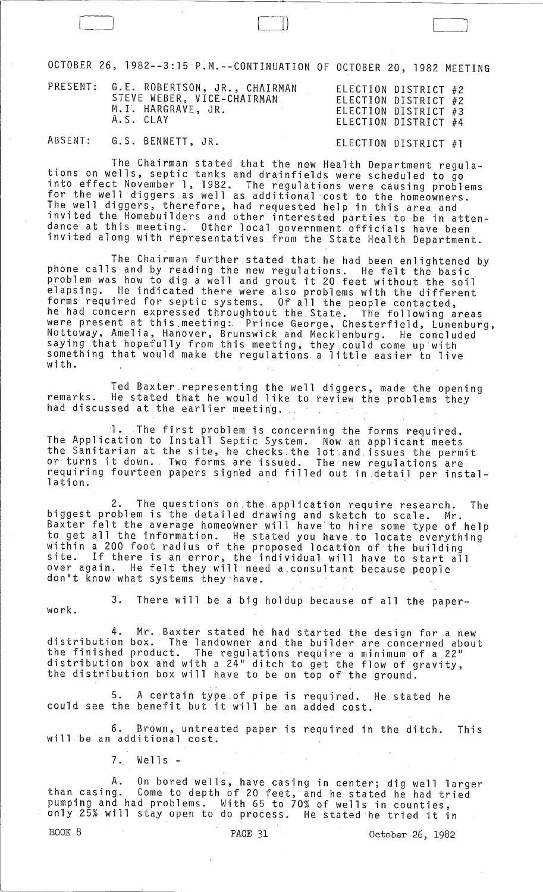OCTOBER 26, 1982--3:15 P.M.--CONTINUATION OF OCTOBER 20, 1982 MEETING

| | | |
|---|---|---|
| PRESENT: | G.E. ROBERTSON, JR., CHAIRMAN | ELECTION DISTRICT #2 |
| | STEVE WEBER, VICE-CHAIRMAN | ELECTION DISTRICT #2 |
| | M.I. HARGRAVE, JR. | ELECTION DISTRICT #3 |
| | A.S. CLAY | ELECTION DISTRICT #4 |
| ABSENT: | G.S. BENNETT, JR. | ELECTION DISTRICT #1 |

The Chairman stated that the new Health Department regulations on wells, septic tanks and drainfields were scheduled to go into effect November 1, 1982. The regulations were causing problems for the well diggers as well as additional cost to the homeowners. The well diggers, therefore, had requested help in this area and invited the Homebuilders and other interested parties to be in attendance at this meeting. Other local government officials have been invited along with representatives from the State Health Department.

The Chairman further stated that he had been enlightened by phone calls and by reading the new regulations. He felt the basic problem was how to dig a well and grout it 20 feet without the soil elapsing. He indicated there were also problems with the different forms required for septic systems. Of all the people contacted, he had concern expressed throughtout the State. The following areas were present at this meeting: Prince George, Chesterfield, Lunenburg, Nottoway, Amelia, Hanover, Brunswick and Mecklenburg. He concluded saying that hopefully from this meeting, they could come up with something that would make the regulations a little easier to live with.

Ted Baxter representing the well diggers, made the opening remarks. He stated that he would like to review the problems they had discussed at the earlier meeting.

1. The first problem is concerning the forms required. The Application to Install Septic System. Now an applicant meets the Sanitarian at the site, he checks the lot and issues the permit or turns it down. Two forms are issued. The new regulations are requiring fourteen papers signed and filled out in detail per installation.

2. The questions on the application require research. The biggest problem is the detailed drawing and sketch to scale. Mr. Baxter felt the average homeowner will have to hire some type of help to get all the information. He stated you have to locate everything within a 200 foot radius of the proposed location of the building site. If there is an error, the individual will have to start all over again. He felt they will need a consultant because people don't know what systems they have.

3. There will be a big holdup because of all the paperwork.

4. Mr. Baxter stated he had started the design for a new distribution box. The landowner and the builder are concerned about the finished product. The regulations require a minimum of a 22" distribution box and with a 24" ditch to get the flow of gravity, the distribution box will have to be on top of the ground.

5. A certain type of pipe is required. He stated he could see the benefit but it will be an added cost.

6. Brown, untreated paper is required in the ditch. This will be an additional cost.

7. Wells -

A. On bored wells, have casing in center; dig well larger than casing. Come to depth of 20 feet, and he stated he had tried pumping and had problems. With 65 to 70% of wells in counties, only 25% will stay open to do process. He stated he tried it in

BOOK 8 PAGE 31 October 26, 1982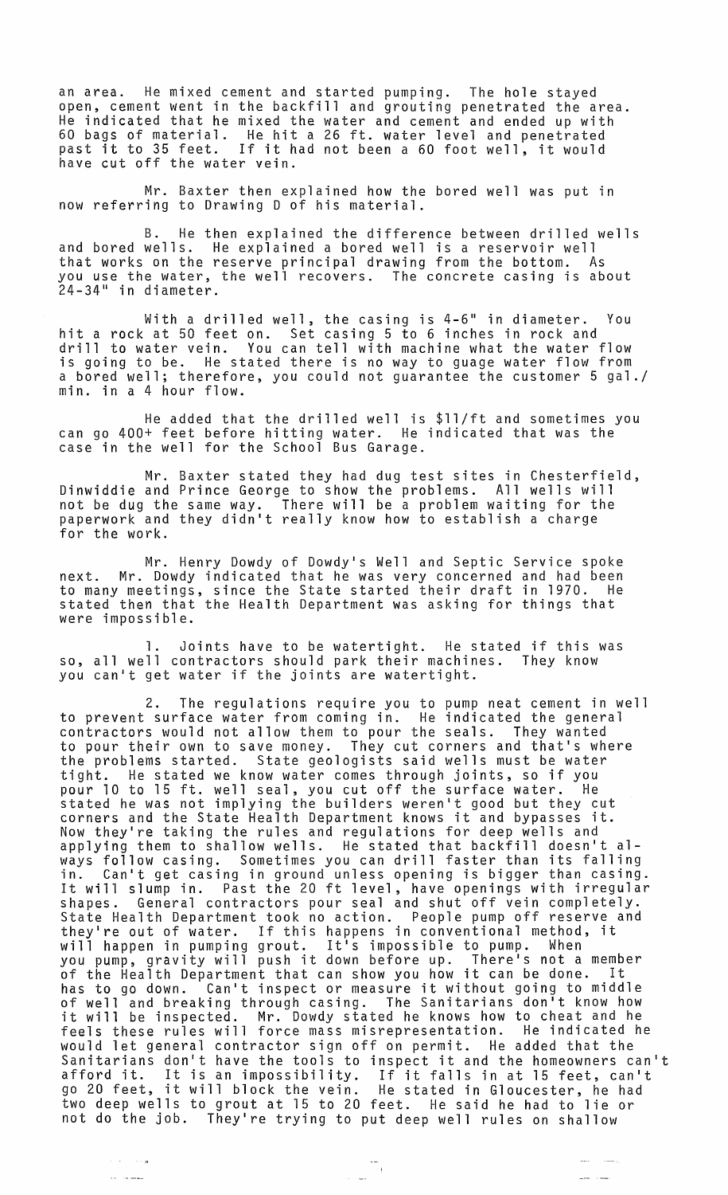an area. He mixed cement and started pumping. The hole stayed open, cement went in the backfill and grouting penetrated the area. He indicated that he mixed the water and cement and ended up with 60 bags of material. He hit a 26 ft. water level and penetrated past it to 35 feet. If it had not been a 60 foot well, it would have cut off the water vein.

Mr. Baxter then explained how the bored well was put in now referring to Drawing D of his material.

B. He then explained the difference between drilled wells and bored wells. He explained a bored well is a reservoir well that works on the reserve principal drawing from the bottom. As you use the water, the well recovers. The concrete casing is about 24-34" in diameter.

With a drilled well, the casing is 4-6" in diameter. You hit a rock at 50 feet on. Set casing 5 to 6 inches in rock and drill to water vein. You can tell with machine what the water flow is going to be. He stated there is no way to guage water flow from a bored well; therefore, you could not guarantee the customer 5 gal./ min. in a 4 hour flow.

He added that the drilled well is $11/ft and sometimes you can go 400+ feet before hitting water. He indicated that was the case in the well for the School Bus Garage.

Mr. Baxter stated they had dug test sites in Chesterfield, Dinwiddie and Prince George to show the problems. All wells will not be dug the same way. There will be a problem waiting for the paperwork and they didn't really know how to establish a charge for the work.

Mr. Henry Dowdy of Dowdy's Well and Septic Service spoke next. Mr. Dowdy indicated that he was very concerned and had been to many meetings, since the State started their draft in 1970. He stated then that the Health Department was asking for things that were impossible.

1. Joints have to be watertight. He stated if this was so, all well contractors should park their machines. They know you can't get water if the joints are watertight.

2. The regulations require you to pump neat cement in well to prevent surface water from coming in. He indicated the general contractors would not allow them to pour the seals. They wanted to pour their own to save money. They cut corners and that's where the problems started. State geologists said wells must be water tight. He stated we know water comes through joints, so if you pour 10 to 15 ft. well seal, you cut off the surface water. He stated he was not implying the builders weren't good but they cut corners and the State Health Department knows it and bypasses it. Now they're taking the rules and regulations for deep wells and applying them to shallow wells. He stated that backfill doesn't always follow casing. Sometimes you can drill faster than its falling in. Can't get casing in ground unless opening is bigger than casing. It will slump in. Past the 20 ft level, have openings with irregular shapes. General contractors pour seal and shut off vein completely. State Health Department took no action. People pump off reserve and they're out of water. If this happens in conventional method, it will happen in pumping grout. It's impossible to pump. When you pump, gravity will push it down before up. There's not a member of the Health Department that can show you how it can be done. It has to go down. Can't inspect or measure it without going to middle of well and breaking through casing. The Sanitarians don't know how it will be inspected. Mr. Dowdy stated he knows how to cheat and he feels these rules will force mass misrepresentation. He indicated he would let general contractor sign off on permit. He added that the Sanitarians don't have the tools to inspect it and the homeowners can't afford it. It is an impossibility. If it falls in at 15 feet, can't go 20 feet, it will block the vein. He stated in Gloucester, he had two deep wells to grout at 15 to 20 feet. He said he had to lie or not do the job. They're trying to put deep well rules on shallow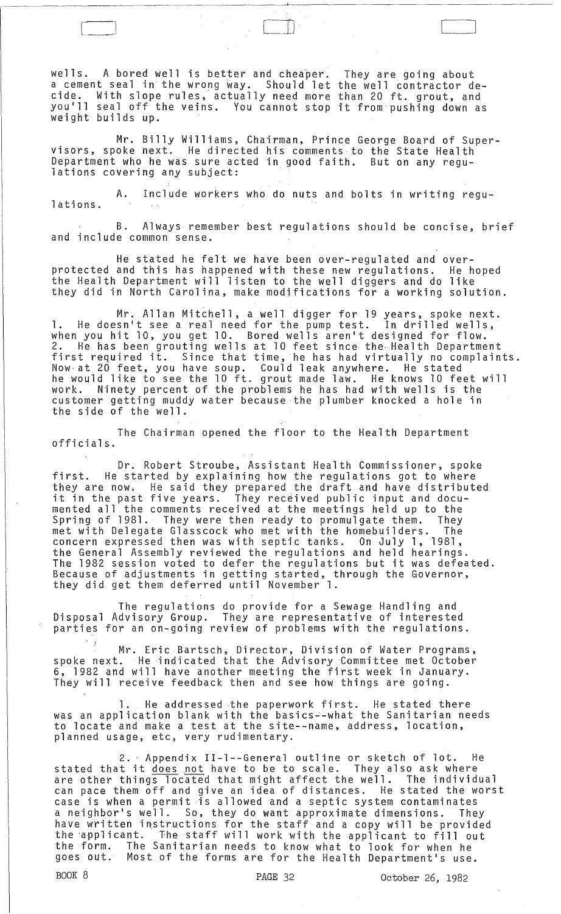wells. A bored well is better and cheaper. They are going about a cement seal in the wrong way. Should let the well contractor decide. With slope rules, actually need more than 20 ft. grout, and you'll seal off the veins. You cannot stop it from pushing down as weight builds up.

Mr. Billy Williams, Chairman, Prince George Board of Supervisors, spoke next. He directed his comments to the State Health Department who he was sure acted in good faith. But on any regulations covering any subject:

A. Include workers who do nuts and bolts in writing regulations.

B. Always remember best regulations should be concise, brief and include common sense.

He stated he felt we have been over-regulated and over-protected and this has happened with these new regulations. He hoped the Health Department will listen to the well diggers and do like they did in North Carolina, make modifications for a working solution.

Mr. Allan Mitchell, a well digger for 19 years, spoke next. 1. He doesn't see a real need for the pump test. In drilled wells, when you hit 10, you get 10. Bored wells aren't designed for flow. 2. He has been grouting wells at 10 feet since the Health Department first required it. Since that time, he has had virtually no complaints. Now at 20 feet, you have soup. Could leak anywhere. He stated he would like to see the 10 ft. grout made law. He knows 10 feet will work. Ninety percent of the problems he has had with wells is the customer getting muddy water because the plumber knocked a hole in the side of the well.

The Chairman opened the floor to the Health Department officials.

Dr. Robert Stroube, Assistant Health Commissioner, spoke first. He started by explaining how the regulations got to where they are now. He said they prepared the draft and have distributed it in the past five years. They received public input and documented all the comments received at the meetings held up to the Spring of 1981. They were then ready to promulgate them. They met with Delegate Glasscock who met with the homebuilders. The concern expressed then was with septic tanks. On July 1, 1981, the General Assembly reviewed the regulations and held hearings. The 1982 session voted to defer the regulations but it was defeated. Because of adjustments in getting started, through the Governor, they did get them deferred until November 1.

The regulations do provide for a Sewage Handling and Disposal Advisory Group. They are representative of interested parties for an on-going review of problems with the regulations.

Mr. Eric Bartsch, Director, Division of Water Programs, spoke next. He indicated that the Advisory Committee met October 6, 1982 and will have another meeting the first week in January. They will receive feedback then and see how things are going.

1. He addressed the paperwork first. He stated there was an application blank with the basics--what the Sanitarian needs to locate and make a test at the site--name, address, location, planned usage, etc, very rudimentary.

2. Appendix II-1--General outline or sketch of lot. He stated that it does not have to be to scale. They also ask where are other things located that might affect the well. The individual can pace them off and give an idea of distances. He stated the worst case is when a permit is allowed and a septic system contaminates a neighbor's well. So, they do want approximate dimensions. They have written instructions for the staff and a copy will be provided the applicant. The staff will work with the applicant to fill out the form. The Sanitarian needs to know what to look for when he goes out. Most of the forms are for the Health Department's use.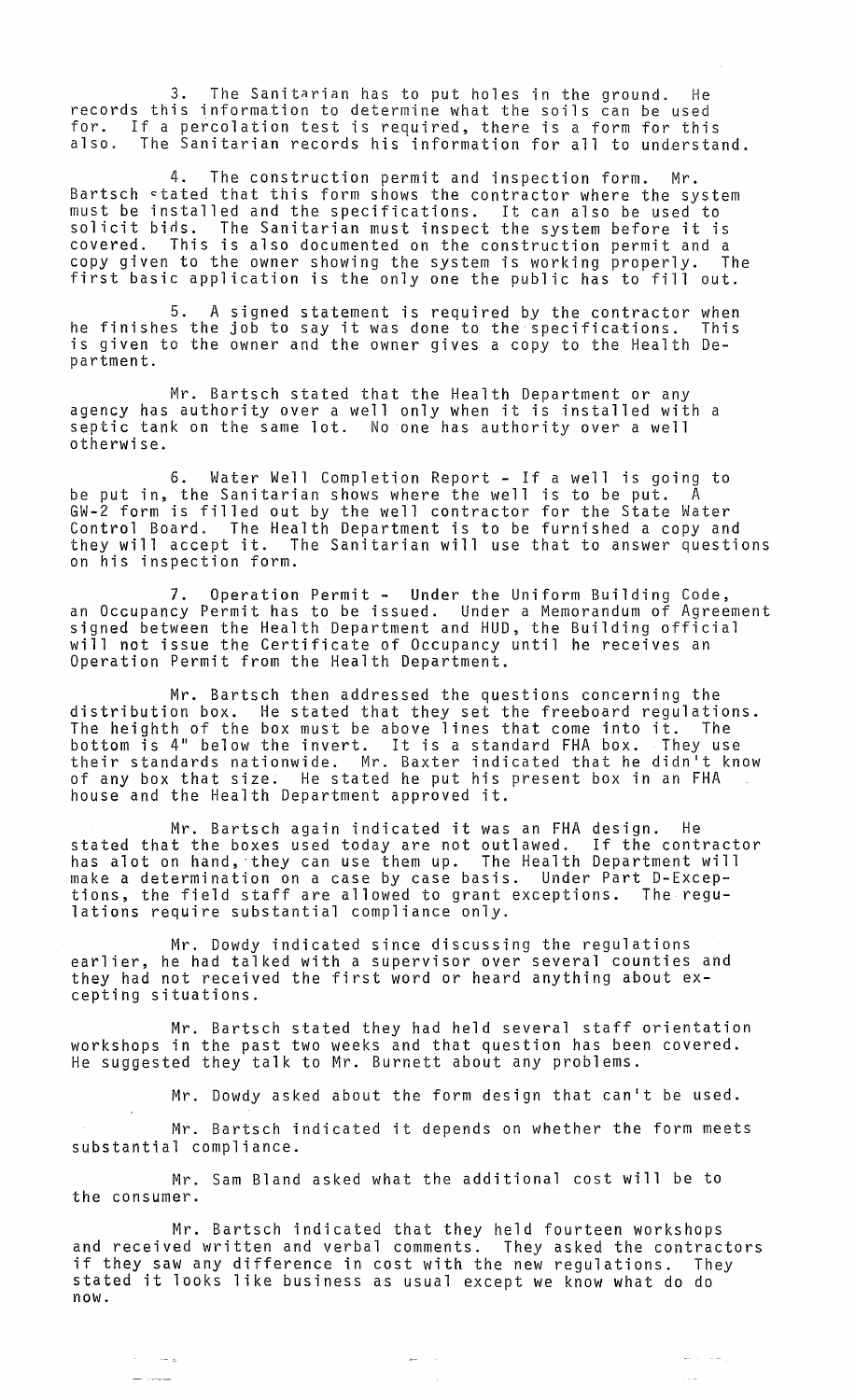3. The Sanitarian has to put holes in the ground. He records this information to determine what the soils can be used for. If a percolation test is required, there is a form for this also. The Sanitarian records his information for all to understand.

4. The construction permit and inspection form. Mr. Bartsch stated that this form shows the contractor where the system must be installed and the specifications. It can also be used to solicit bids. The Sanitarian must inspect the system before it is covered. This is also documented on the construction permit and a copy given to the owner showing the system is working properly. The first basic application is the only one the public has to fill out.

5. A signed statement is required by the contractor when he finishes the job to say it was done to the specifications. This is given to the owner and the owner gives a copy to the Health Department.

Mr. Bartsch stated that the Health Department or any agency has authority over a well only when it is installed with a septic tank on the same lot. No one has authority over a well otherwise.

6. Water Well Completion Report - If a well is going to be put in, the Sanitarian shows where the well is to be put. A GW-2 form is filled out by the well contractor for the State Water Control Board. The Health Department is to be furnished a copy and they will accept it. The Sanitarian will use that to answer questions on his inspection form.

7. Operation Permit - Under the Uniform Building Code, an Occupancy Permit has to be issued. Under a Memorandum of Agreement signed between the Health Department and HUD, the Building official will not issue the Certificate of Occupancy until he receives an Operation Permit from the Health Department.

Mr. Bartsch then addressed the questions concerning the distribution box. He stated that they set the freeboard regulations. The heighth of the box must be above lines that come into it. The bottom is 4" below the invert. It is a standard FHA box. They use their standards nationwide. Mr. Baxter indicated that he didn't know of any box that size. He stated he put his present box in an FHA house and the Health Department approved it.

Mr. Bartsch again indicated it was an FHA design. He stated that the boxes used today are not outlawed. If the contractor has alot on hand, they can use them up. The Health Department will make a determination on a case by case basis. Under Part D-Exceptions, the field staff are allowed to grant exceptions. The regulations require substantial compliance only.

Mr. Dowdy indicated since discussing the regulations earlier, he had talked with a supervisor over several counties and they had not received the first word or heard anything about excepting situations.

Mr. Bartsch stated they had held several staff orientation workshops in the past two weeks and that question has been covered. He suggested they talk to Mr. Burnett about any problems.

Mr. Dowdy asked about the form design that can't be used.

Mr. Bartsch indicated it depends on whether the form meets substantial compliance.

Mr. Sam Bland asked what the additional cost will be to the consumer.

Mr. Bartsch indicated that they held fourteen workshops and received written and verbal comments. They asked the contractors if they saw any difference in cost with the new regulations. They stated it looks like business as usual except we know what do do now.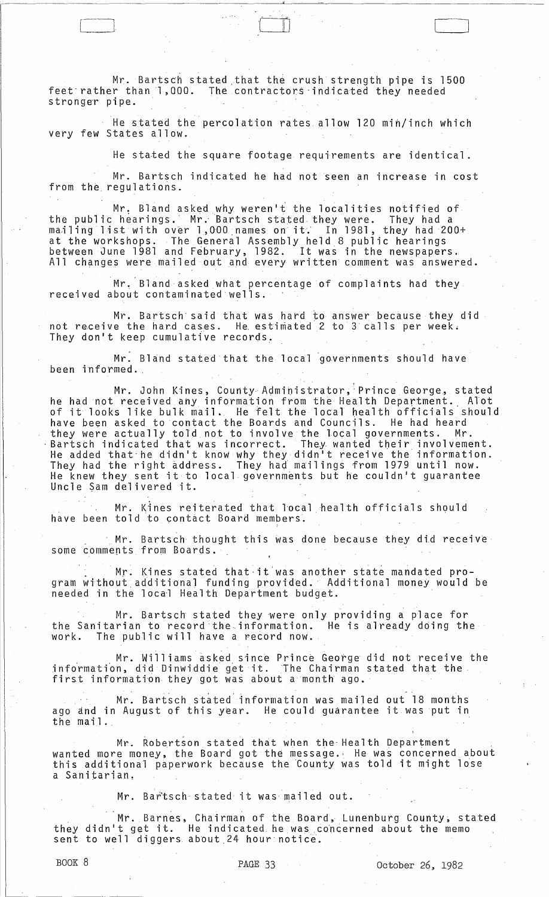Mr. Bartsch stated that the crush strength pipe is 1500 feet rather than 1,000. The contractors indicated they needed stronger pipe.

He stated the percolation rates allow 120 min/inch which very few States allow.

He stated the square footage requirements are identical.

Mr. Bartsch indicated he had not seen an increase in cost from the regulations.

Mr. Bland asked why weren't the localities notified of the public hearings. Mr. Bartsch stated they were. They had a mailing list with over 1,000 names on it. In 1981, they had 200+ at the workshops. The General Assembly held 8 public hearings between June 1981 and February, 1982. It was in the newspapers. All changes were mailed out and every written comment was answered.

Mr. Bland asked what percentage of complaints had they received about contaminated wells.

Mr. Bartsch said that was hard to answer because they did not receive the hard cases. He estimated 2 to 3 calls per week. They don't keep cumulative records.

Mr. Bland stated that the local governments should have been informed.

Mr. John Kines, County Administrator, Prince George, stated he had not received any information from the Health Department. Alot of it looks like bulk mail. He felt the local health officials should have been asked to contact the Boards and Councils. He had heard they were actually told not to involve the local governments. Mr. Bartsch indicated that was incorrect. They wanted their involvement. He added that he didn't know why they didn't receive the information. They had the right address. They had mailings from 1979 until now. He knew they sent it to local governments but he couldn't guarantee Uncle Sam delivered it.

Mr. Kines reiterated that local health officials should have been told to contact Board members.

Mr. Bartsch thought this was done because they did receive some comments from Boards.

Mr. Kines stated that it was another state mandated program without additional funding provided. Additional money would be needed in the local Health Department budget.

Mr. Bartsch stated they were only providing a place for the Sanitarian to record the information. He is already doing the work. The public will have a record now.

Mr. Williams asked since Prince George did not receive the information, did Dinwiddie get it. The Chairman stated that the first information they got was about a month ago.

Mr. Bartsch stated information was mailed out 18 months ago and in August of this year. He could guarantee it was put in the mail.

Mr. Robertson stated that when the Health Department wanted more money, the Board got the message. He was concerned about this additional paperwork because the County was told it might lose a Sanitarian.

Mr. Bartsch stated it was mailed out.

Mr. Barnes, Chairman of the Board, Lunenburg County, stated they didn't get it. He indicated he was concerned about the memo sent to well diggers about 24 hour notice.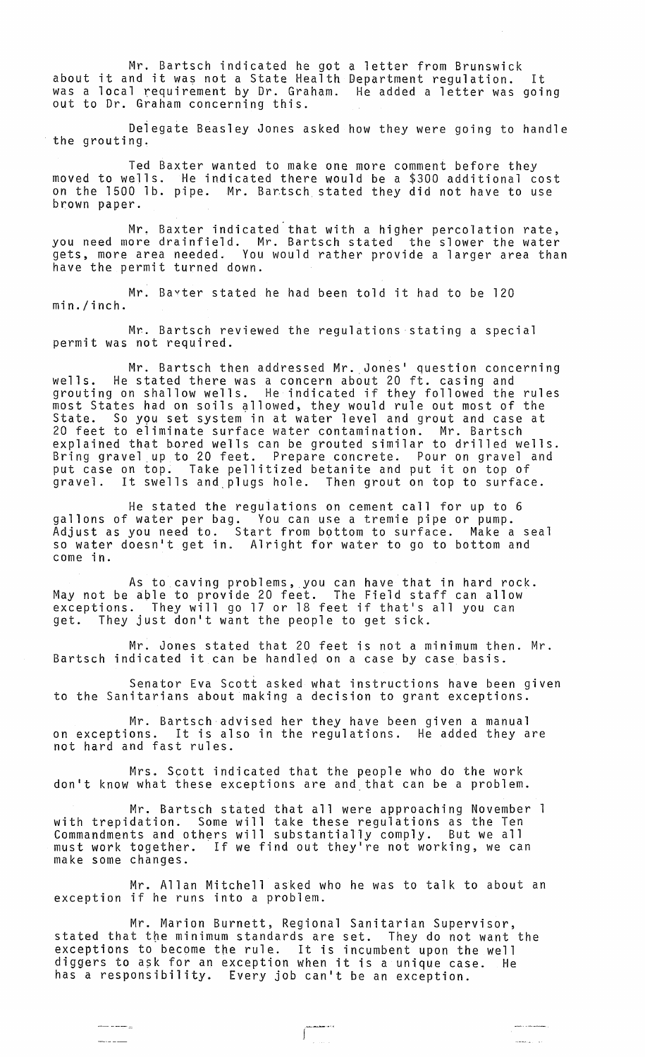Mr. Bartsch indicated he got a letter from Brunswick about it and it was not a State Health Department regulation. It was a local requirement by Dr. Graham. He added a letter was going out to Dr. Graham concerning this.

Delegate Beasley Jones asked how they were going to handle the grouting.

Ted Baxter wanted to make one more comment before they moved to wells. He indicated there would be a $300 additional cost on the 1500 lb. pipe. Mr. Bartsch stated they did not have to use brown paper.

Mr. Baxter indicated that with a higher percolation rate, you need more drainfield. Mr. Bartsch stated the slower the water gets, more area needed. You would rather provide a larger area than have the permit turned down.

Mr. Baxter stated he had been told it had to be 120 min./inch.

Mr. Bartsch reviewed the regulations stating a special permit was not required.

Mr. Bartsch then addressed Mr. Jones' question concerning wells. He stated there was a concern about 20 ft. casing and grouting on shallow wells. He indicated if they followed the rules most States had on soils allowed, they would rule out most of the State. So you set system in at water level and grout and case at 20 feet to eliminate surface water contamination. Mr. Bartsch explained that bored wells can be grouted similar to drilled wells. Bring gravel up to 20 feet. Prepare concrete. Pour on gravel and put case on top. Take pellitized betanite and put it on top of gravel. It swells and plugs hole. Then grout on top to surface.

He stated the regulations on cement call for up to 6 gallons of water per bag. You can use a tremie pipe or pump. Adjust as you need to. Start from bottom to surface. Make a seal so water doesn't get in. Alright for water to go to bottom and come in.

As to caving problems, you can have that in hard rock. May not be able to provide 20 feet. The Field staff can allow exceptions. They will go 17 or 18 feet if that's all you can get. They just don't want the people to get sick.

Mr. Jones stated that 20 feet is not a minimum then. Mr. Bartsch indicated it can be handled on a case by case basis.

Senator Eva Scott asked what instructions have been given to the Sanitarians about making a decision to grant exceptions.

Mr. Bartsch advised her they have been given a manual on exceptions. It is also in the regulations. He added they are not hard and fast rules.

Mrs. Scott indicated that the people who do the work don't know what these exceptions are and that can be a problem.

Mr. Bartsch stated that all were approaching November 1 with trepidation. Some will take these regulations as the Ten Commandments and others will substantially comply. But we all must work together. If we find out they're not working, we can make some changes.

Mr. Allan Mitchell asked who he was to talk to about an exception if he runs into a problem.

Mr. Marion Burnett, Regional Sanitarian Supervisor, stated that the minimum standards are set. They do not want the exceptions to become the rule. It is incumbent upon the well diggers to ask for an exception when it is a unique case. He has a responsibility. Every job can't be an exception.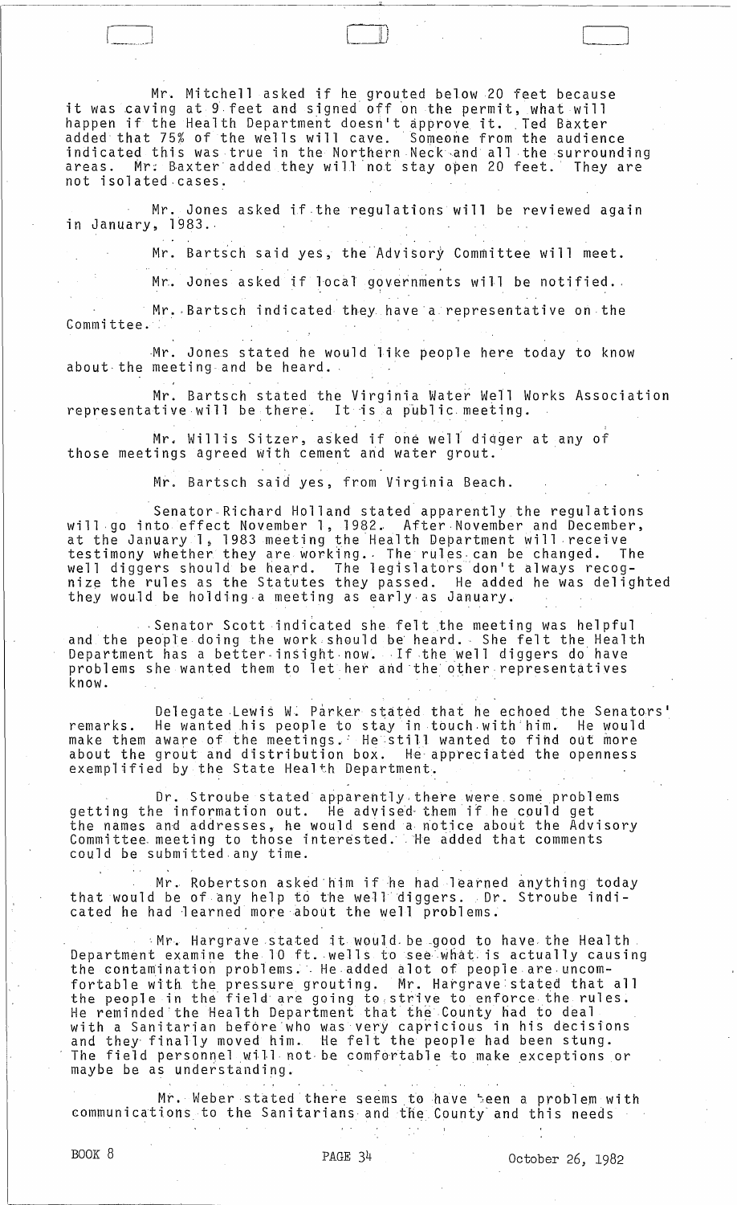Mr. Mitchell asked if he grouted below 20 feet because it was caving at 9 feet and signed off on the permit, what will happen if the Health Department doesn't approve it. Ted Baxter added that 75% of the wells will cave. Someone from the audience indicated this was true in the Northern Neck and all the surrounding areas. Mr. Baxter added they will not stay open 20 feet. They are not isolated cases.

Mr. Jones asked if the regulations will be reviewed again in January, 1983.

Mr. Bartsch said yes, the Advisory Committee will meet.

Mr. Jones asked if local governments will be notified.

Mr. Bartsch indicated they have a representative on the Committee.

Mr. Jones stated he would like people here today to know about the meeting and be heard.

Mr. Bartsch stated the Virginia Water Well Works Association representative will be there. It is a public meeting.

Mr. Willis Sitzer, asked if one well digger at any of those meetings agreed with cement and water grout.

Mr. Bartsch said yes, from Virginia Beach.

Senator Richard Holland stated apparently the regulations will go into effect November 1, 1982. After November and December, at the January 1, 1983 meeting the Health Department will receive testimony whether they are working. The rules can be changed. The well diggers should be heard. The legislators don't always recognize the rules as the Statutes they passed. He added he was delighted they would be holding a meeting as early as January.

Senator Scott indicated she felt the meeting was helpful and the people doing the work should be heard. She felt the Health Department has a better insight now. If the well diggers do have problems she wanted them to let her and the other representatives know.

Delegate Lewis W. Parker stated that he echoed the Senators' remarks. He wanted his people to stay in touch with him. He would make them aware of the meetings. He still wanted to find out more about the grout and distribution box. He appreciated the openness exemplified by the State Health Department.

Dr. Stroube stated apparently there were some problems getting the information out. He advised them if he could get the names and addresses, he would send a notice about the Advisory Committee meeting to those interested. He added that comments could be submitted any time.

Mr. Robertson asked him if he had learned anything today that would be of any help to the well diggers. Dr. Stroube indicated he had learned more about the well problems.

Mr. Hargrave stated it would be good to have the Health Department examine the 10 ft. wells to see what is actually causing the contamination problems. He added alot of people are uncomfortable with the pressure grouting. Mr. Hargrave stated that all the people in the field are going to strive to enforce the rules. He reminded the Health Department that the County had to deal with a Sanitarian before who was very capricious in his decisions and they finally moved him. He felt the people had been stung. The field personnel will not be comfortable to make exceptions or maybe be as understanding.

Mr. Weber stated there seems to have been a problem with communications to the Sanitarians and the County and this needs

BOOK 8 PAGE 34 October 26, 1982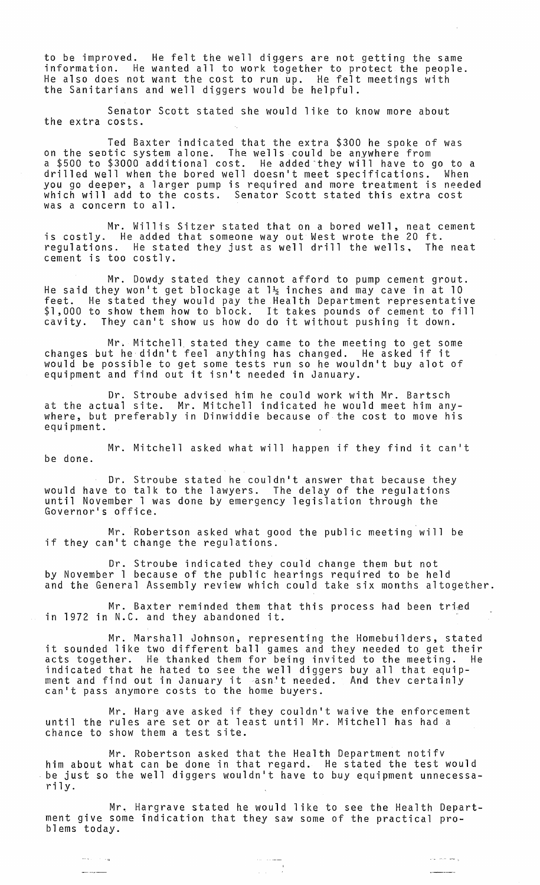to be improved. He felt the well diggers are not getting the same information. He wanted all to work together to protect the people. He also does not want the cost to run up. He felt meetings with the Sanitarians and well diggers would be helpful.

Senator Scott stated she would like to know more about the extra costs.

Ted Baxter indicated that the extra $300 he spoke of was on the septic system alone. The wells could be anywhere from a $500 to $3000 additional cost. He added they will have to go to a drilled well when the bored well doesn't meet specifications. When you go deeper, a larger pump is required and more treatment is needed which will add to the costs. Senator Scott stated this extra cost was a concern to all.

Mr. Willis Sitzer stated that on a bored well, neat cement is costly. He added that someone way out West wrote the 20 ft. regulations. He stated they just as well drill the wells. The neat cement is too costly.

Mr. Dowdy stated they cannot afford to pump cement grout. He said they won't get blockage at 1½ inches and may cave in at 10 feet. He stated they would pay the Health Department representative $1,000 to show them how to block. It takes pounds of cement to fill cavity. They can't show us how do do it without pushing it down.

Mr. Mitchell stated they came to the meeting to get some changes but he didn't feel anything has changed. He asked if it would be possible to get some tests run so he wouldn't buy alot of equipment and find out it isn't needed in January.

Dr. Stroube advised him he could work with Mr. Bartsch at the actual site. Mr. Mitchell indicated he would meet him anywhere, but preferably in Dinwiddie because of the cost to move his equipment.

Mr. Mitchell asked what will happen if they find it can't be done.

Dr. Stroube stated he couldn't answer that because they would have to talk to the lawyers. The delay of the regulations until November 1 was done by emergency legislation through the Governor's office.

Mr. Robertson asked what good the public meeting will be if they can't change the regulations.

Dr. Stroube indicated they could change them but not by November 1 because of the public hearings required to be held and the General Assembly review which could take six months altogether.

Mr. Baxter reminded them that this process had been tried in 1972 in N.C. and they abandoned it.

Mr. Marshall Johnson, representing the Homebuilders, stated it sounded like two different ball games and they needed to get their acts together. He thanked them for being invited to the meeting. He indicated that he hated to see the well diggers buy all that equipment and find out in January it wasn't needed. And they certainly can't pass anymore costs to the home buyers.

Mr. Hargrave asked if they couldn't waive the enforcement until the rules are set or at least until Mr. Mitchell has had a chance to show them a test site.

Mr. Robertson asked that the Health Department notify him about what can be done in that regard. He stated the test would be just so the well diggers wouldn't have to buy equipment unnecessarily.

Mr. Hargrave stated he would like to see the Health Department give some indication that they saw some of the practical problems today.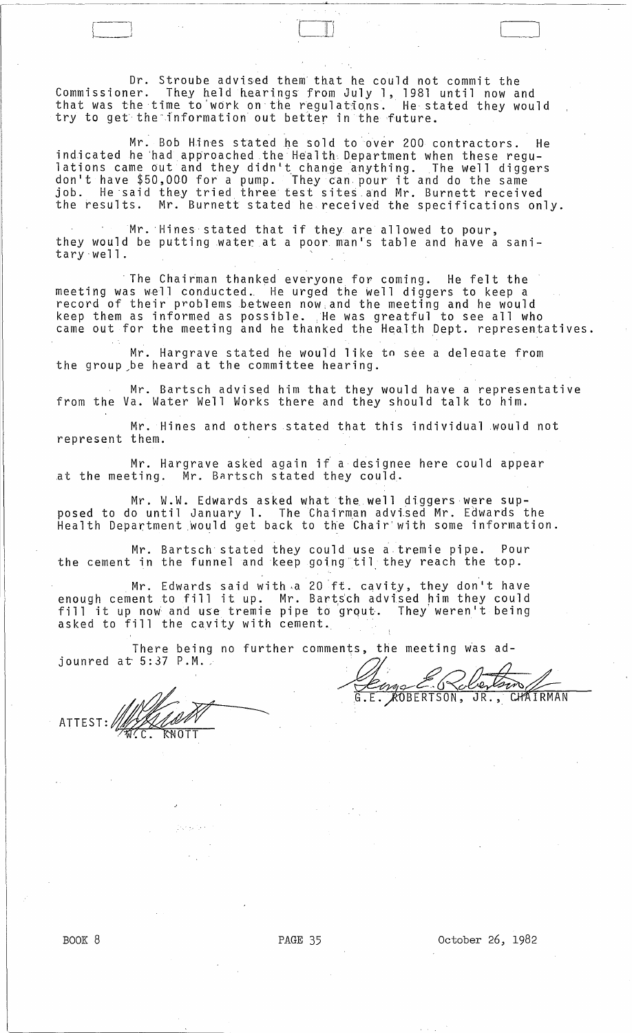Dr. Stroube advised them that he could not commit the Commissioner. They held hearings from July 1, 1981 until now and that was the time to work on the regulations. He stated they would try to get the information out better in the future.

Mr. Bob Hines stated he sold to over 200 contractors. He indicated he had approached the Health Department when these regulations came out and they didn't change anything. The well diggers don't have $50,000 for a pump. They can pour it and do the same job. He said they tried three test sites and Mr. Burnett received the results. Mr. Burnett stated he received the specifications only.

Mr. Hines stated that if they are allowed to pour, they would be putting water at a poor man's table and have a sanitary well.

The Chairman thanked everyone for coming. He felt the meeting was well conducted. He urged the well diggers to keep a record of their problems between now and the meeting and he would keep them as informed as possible. He was greatful to see all who came out for the meeting and he thanked the Health Dept. representatives.

Mr. Hargrave stated he would like to see a deleqate from the group be heard at the committee hearing.

Mr. Bartsch advised him that they would have a representative from the Va. Water Well Works there and they should talk to him.

Mr. Hines and others stated that this individual would not represent them.

Mr. Hargrave asked again if a designee here could appear at the meeting. Mr. Bartsch stated they could.

Mr. W.W. Edwards asked what the well diggers were supposed to do until January 1. The Chairman advised Mr. Edwards the Health Department would get back to the Chair with some information.

Mr. Bartsch stated they could use a tremie pipe. Pour the cement in the funnel and keep going til they reach the top.

Mr. Edwards said with a 20 ft. cavity, they don't have enough cement to fill it up. Mr. Bartsch advised him they could fill it up now and use tremie pipe to grout. They weren't being asked to fill the cavity with cement.

There being no further comments, the meeting was adjounred at 5:37 P.M.

G.E. ROBERTSON, JR., CHAIRMAN

ATTEST: W.C. KNOTT

BOOK 8 PAGE 35 October 26, 1982